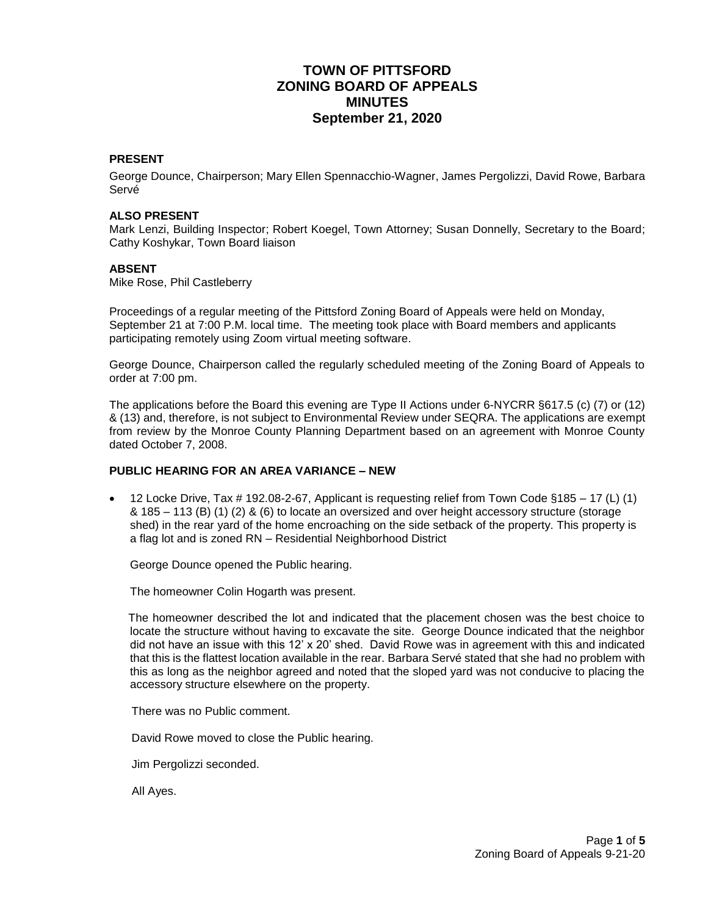# TOWN OF PITTSFORD
# ZONING BOARD OF APPEALS
# MINUTES
# September 21, 2020

### PRESENT

George Dounce, Chairperson; Mary Ellen Spennacchio-Wagner, James Pergolizzi, David Rowe, Barbara Servé

### ALSO PRESENT

Mark Lenzi, Building Inspector; Robert Koegel, Town Attorney; Susan Donnelly, Secretary to the Board; Cathy Koshykar, Town Board liaison

### ABSENT

Mike Rose, Phil Castleberry

Proceedings of a regular meeting of the Pittsford Zoning Board of Appeals were held on Monday, September 21 at 7:00 P.M. local time. The meeting took place with Board members and applicants participating remotely using Zoom virtual meeting software.

George Dounce, Chairperson called the regularly scheduled meeting of the Zoning Board of Appeals to order at 7:00 pm.

The applications before the Board this evening are Type II Actions under 6-NYCRR §617.5 (c) (7) or (12) & (13) and, therefore, is not subject to Environmental Review under SEQRA. The applications are exempt from review by the Monroe County Planning Department based on an agreement with Monroe County dated October 7, 2008.

### PUBLIC HEARING FOR AN AREA VARIANCE – NEW

- 12 Locke Drive, Tax # 192.08-2-67, Applicant is requesting relief from Town Code §185 – 17 (L) (1) & 185 – 113 (B) (1) (2) & (6) to locate an oversized and over height accessory structure (storage shed) in the rear yard of the home encroaching on the side setback of the property. This property is a flag lot and is zoned RN – Residential Neighborhood District

  George Dounce opened the Public hearing.

  The homeowner Colin Hogarth was present.

  The homeowner described the lot and indicated that the placement chosen was the best choice to locate the structure without having to excavate the site. George Dounce indicated that the neighbor did not have an issue with this 12' x 20' shed. David Rowe was in agreement with this and indicated that this is the flattest location available in the rear. Barbara Servé stated that she had no problem with this as long as the neighbor agreed and noted that the sloped yard was not conducive to placing the accessory structure elsewhere on the property.

  There was no Public comment.

  David Rowe moved to close the Public hearing.

  Jim Pergolizzi seconded.

  All Ayes.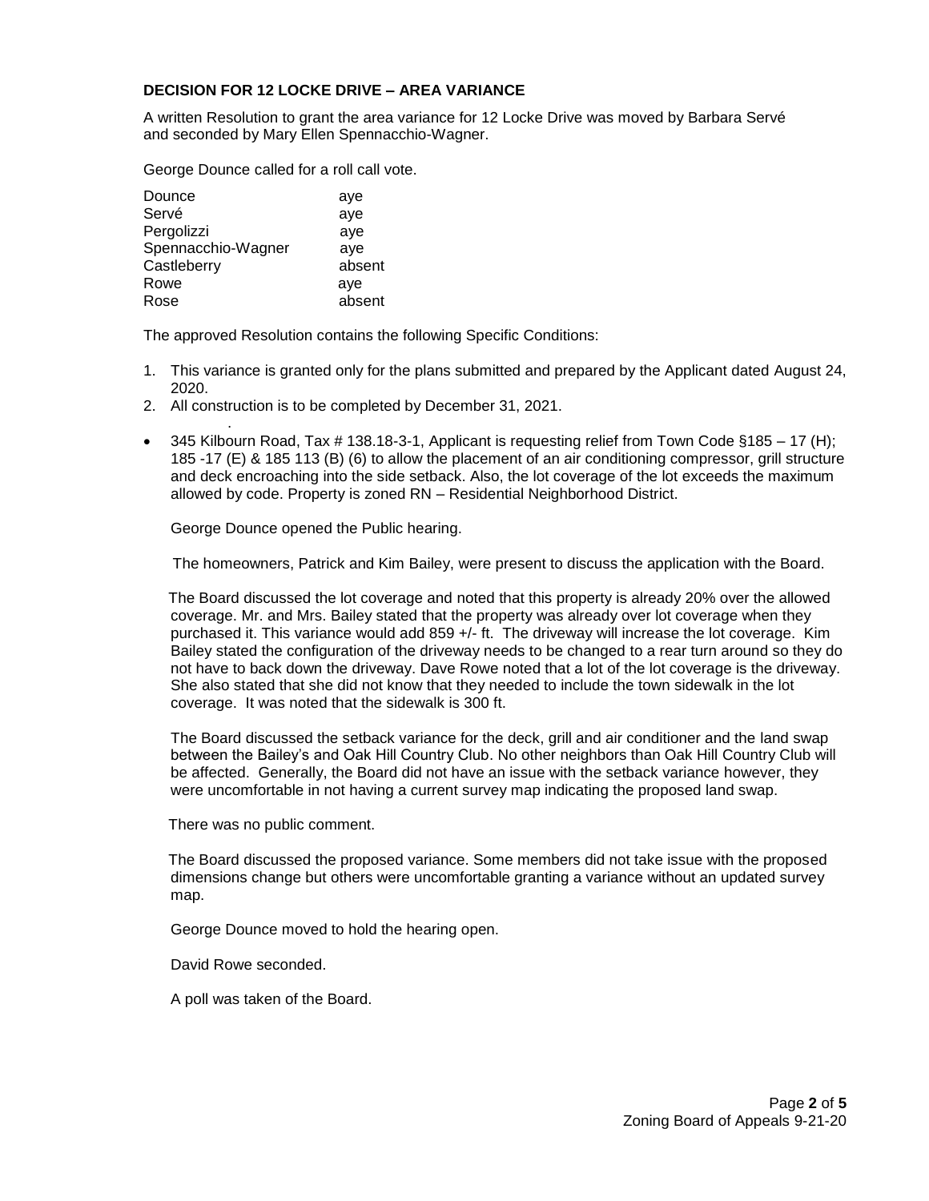**DECISION FOR 12 LOCKE DRIVE – AREA VARIANCE**

A written Resolution to grant the area variance for 12 Locke Drive was moved by Barbara Servé and seconded by Mary Ellen Spennacchio-Wagner.

George Dounce called for a roll call vote.

| | |
|---|---|
| Dounce | aye |
| Servé | aye |
| Pergolizzi | aye |
| Spennacchio-Wagner | aye |
| Castleberry | absent |
| Rowe | aye |
| Rose | absent |

The approved Resolution contains the following Specific Conditions:

1. This variance is granted only for the plans submitted and prepared by the Applicant dated August 24, 2020.
2. All construction is to be completed by December 31, 2021.

- 345 Kilbourn Road, Tax # 138.18-3-1, Applicant is requesting relief from Town Code §185 – 17 (H); 185 -17 (E) & 185 113 (B) (6) to allow the placement of an air conditioning compressor, grill structure and deck encroaching into the side setback. Also, the lot coverage of the lot exceeds the maximum allowed by code. Property is zoned RN – Residential Neighborhood District.

  George Dounce opened the Public hearing.

  The homeowners, Patrick and Kim Bailey, were present to discuss the application with the Board.

  The Board discussed the lot coverage and noted that this property is already 20% over the allowed coverage. Mr. and Mrs. Bailey stated that the property was already over lot coverage when they purchased it. This variance would add 859 +/- ft. The driveway will increase the lot coverage. Kim Bailey stated the configuration of the driveway needs to be changed to a rear turn around so they do not have to back down the driveway. Dave Rowe noted that a lot of the lot coverage is the driveway. She also stated that she did not know that they needed to include the town sidewalk in the lot coverage. It was noted that the sidewalk is 300 ft.

  The Board discussed the setback variance for the deck, grill and air conditioner and the land swap between the Bailey's and Oak Hill Country Club. No other neighbors than Oak Hill Country Club will be affected. Generally, the Board did not have an issue with the setback variance however, they were uncomfortable in not having a current survey map indicating the proposed land swap.

  There was no public comment.

  The Board discussed the proposed variance. Some members did not take issue with the proposed dimensions change but others were uncomfortable granting a variance without an updated survey map.

  George Dounce moved to hold the hearing open.

  David Rowe seconded.

  A poll was taken of the Board.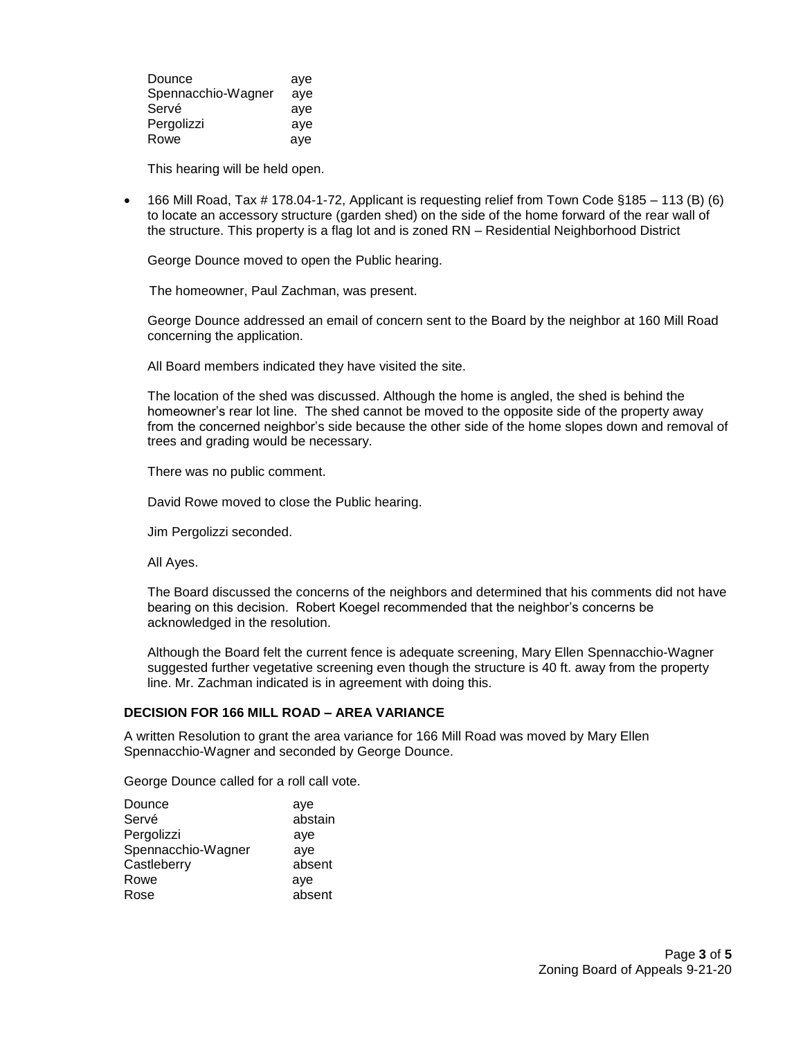| | |
|---|---|
| Dounce | aye |
| Spennacchio-Wagner | aye |
| Servé | aye |
| Pergolizzi | aye |
| Rowe | aye |

This hearing will be held open.

- 166 Mill Road, Tax # 178.04-1-72, Applicant is requesting relief from Town Code §185 – 113 (B) (6) to locate an accessory structure (garden shed) on the side of the home forward of the rear wall of the structure. This property is a flag lot and is zoned RN – Residential Neighborhood District

  George Dounce moved to open the Public hearing.

  The homeowner, Paul Zachman, was present.

  George Dounce addressed an email of concern sent to the Board by the neighbor at 160 Mill Road concerning the application.

  All Board members indicated they have visited the site.

  The location of the shed was discussed. Although the home is angled, the shed is behind the homeowner's rear lot line. The shed cannot be moved to the opposite side of the property away from the concerned neighbor's side because the other side of the home slopes down and removal of trees and grading would be necessary.

  There was no public comment.

  David Rowe moved to close the Public hearing.

  Jim Pergolizzi seconded.

  All Ayes.

  The Board discussed the concerns of the neighbors and determined that his comments did not have bearing on this decision. Robert Koegel recommended that the neighbor's concerns be acknowledged in the resolution.

  Although the Board felt the current fence is adequate screening, Mary Ellen Spennacchio-Wagner suggested further vegetative screening even though the structure is 40 ft. away from the property line. Mr. Zachman indicated is in agreement with doing this.

**DECISION FOR 166 MILL ROAD – AREA VARIANCE**

A written Resolution to grant the area variance for 166 Mill Road was moved by Mary Ellen Spennacchio-Wagner and seconded by George Dounce.

George Dounce called for a roll call vote.

| | |
|---|---|
| Dounce | aye |
| Servé | abstain |
| Pergolizzi | aye |
| Spennacchio-Wagner | aye |
| Castleberry | absent |
| Rowe | aye |
| Rose | absent |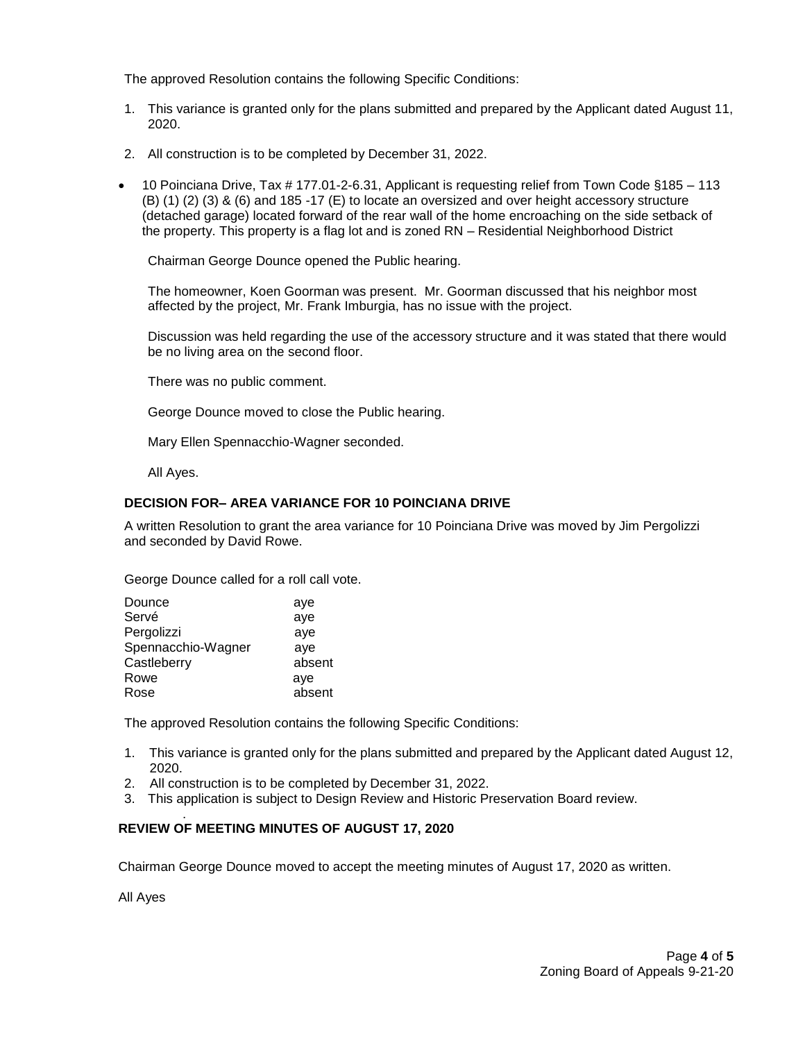The approved Resolution contains the following Specific Conditions:

1. This variance is granted only for the plans submitted and prepared by the Applicant dated August 11, 2020.
2. All construction is to be completed by December 31, 2022.

- 10 Poinciana Drive, Tax # 177.01-2-6.31, Applicant is requesting relief from Town Code §185 – 113 (B) (1) (2) (3) & (6) and 185 -17 (E) to locate an oversized and over height accessory structure (detached garage) located forward of the rear wall of the home encroaching on the side setback of the property. This property is a flag lot and is zoned RN – Residential Neighborhood District

  Chairman George Dounce opened the Public hearing.

  The homeowner, Koen Goorman was present. Mr. Goorman discussed that his neighbor most affected by the project, Mr. Frank Imburgia, has no issue with the project.

  Discussion was held regarding the use of the accessory structure and it was stated that there would be no living area on the second floor.

  There was no public comment.

  George Dounce moved to close the Public hearing.

  Mary Ellen Spennacchio-Wagner seconded.

  All Ayes.

**DECISION FOR– AREA VARIANCE FOR 10 POINCIANA DRIVE**

A written Resolution to grant the area variance for 10 Poinciana Drive was moved by Jim Pergolizzi and seconded by David Rowe.

George Dounce called for a roll call vote.

| | |
|---|---|
| Dounce | aye |
| Servé | aye |
| Pergolizzi | aye |
| Spennacchio-Wagner | aye |
| Castleberry | absent |
| Rowe | aye |
| Rose | absent |

The approved Resolution contains the following Specific Conditions:

1. This variance is granted only for the plans submitted and prepared by the Applicant dated August 12, 2020.
2. All construction is to be completed by December 31, 2022.
3. This application is subject to Design Review and Historic Preservation Board review.

**REVIEW OF MEETING MINUTES OF AUGUST 17, 2020**

Chairman George Dounce moved to accept the meeting minutes of August 17, 2020 as written.

All Ayes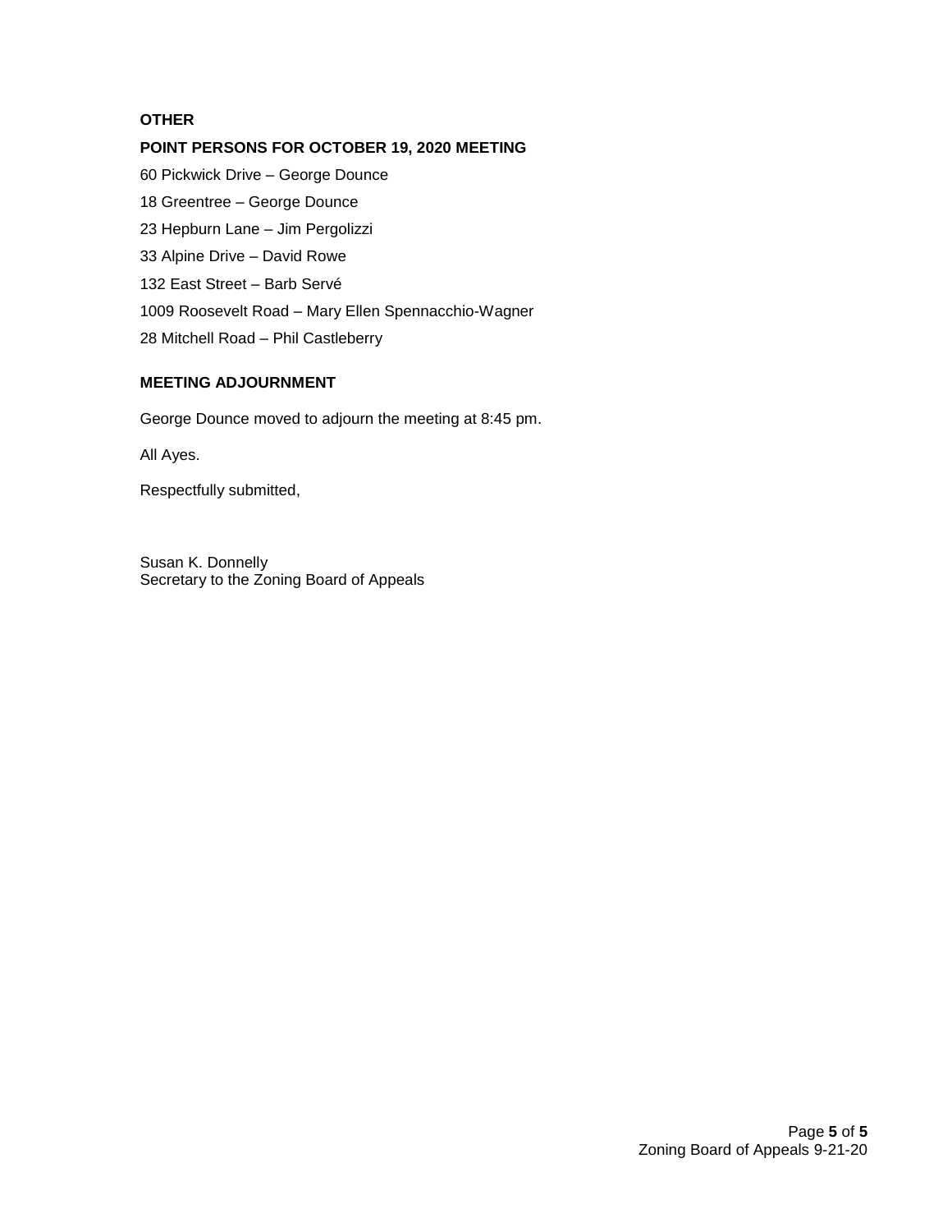**OTHER**

**POINT PERSONS FOR OCTOBER 19, 2020 MEETING**

60 Pickwick Drive – George Dounce

18 Greentree – George Dounce

23 Hepburn Lane – Jim Pergolizzi

33 Alpine Drive – David Rowe

132 East Street – Barb Servé

1009 Roosevelt Road – Mary Ellen Spennacchio-Wagner

28 Mitchell Road – Phil Castleberry

**MEETING ADJOURNMENT**

George Dounce moved to adjourn the meeting at 8:45 pm.

All Ayes.

Respectfully submitted,

Susan K. Donnelly
Secretary to the Zoning Board of Appeals